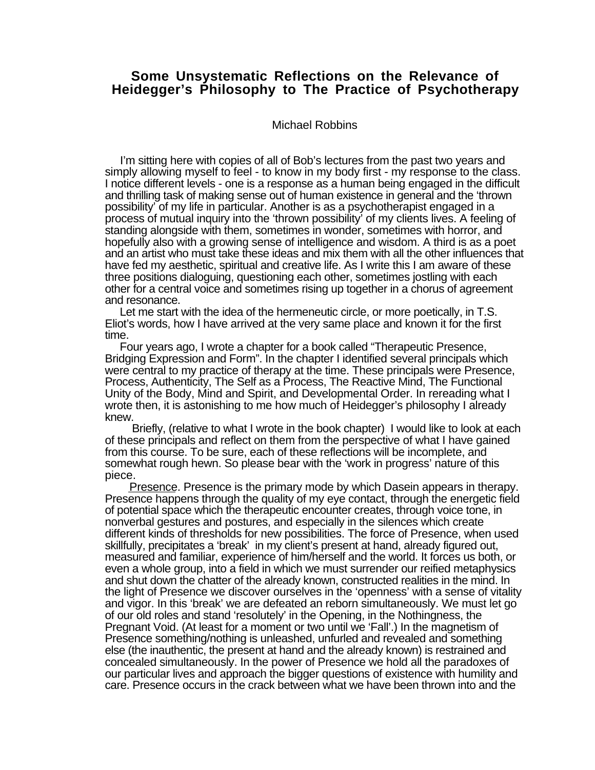# Some Unsystematic Reflections on the Relevance of Heidegger's Philosophy to The Practice of Psychotherapy

Michael Robbins

I'm sitting here with copies of all of Bob's lectures from the past two years and simply allowing myself to feel - to know in my body first - my response to the class. I notice different levels - one is a response as a human being engaged in the difficult and thrilling task of making sense out of human existence in general and the 'thrown possibility' of my life in particular. Another is as a psychotherapist engaged in a process of mutual inquiry into the 'thrown possibility' of my clients lives. A feeling of standing alongside with them, sometimes in wonder, sometimes with horror, and hopefully also with a growing sense of intelligence and wisdom. A third is as a poet and an artist who must take these ideas and mix them with all the other influences that have fed my aesthetic, spiritual and creative life. As I write this I am aware of these three positions dialoguing, questioning each other, sometimes jostling with each other for a central voice and sometimes rising up together in a chorus of agreement and resonance.

Let me start with the idea of the hermeneutic circle, or more poetically, in T.S. Eliot's words, how I have arrived at the very same place and known it for the first time.

Four years ago, I wrote a chapter for a book called "Therapeutic Presence, Bridging Expression and Form". In the chapter I identified several principals which were central to my practice of therapy at the time. These principals were Presence, Process, Authenticity, The Self as a Process, The Reactive Mind, The Functional Unity of the Body, Mind and Spirit, and Developmental Order. In rereading what I wrote then, it is astonishing to me how much of Heidegger's philosophy I already knew.

Briefly, (relative to what I wrote in the book chapter) I would like to look at each of these principals and reflect on them from the perspective of what I have gained from this course. To be sure, each of these reflections will be incomplete, and somewhat rough hewn. So please bear with the 'work in progress' nature of this piece.

<u>Presence</u>. Presence is the primary mode by which Dasein appears in therapy. Presence happens through the quality of my eye contact, through the energetic field of potential space which the therapeutic encounter creates, through voice tone, in nonverbal gestures and postures, and especially in the silences which create different kinds of thresholds for new possibilities. The force of Presence, when used skillfully, precipitates a 'break' in my client's present at hand, already figured out, measured and familiar, experience of him/herself and the world. It forces us both, or even a whole group, into a field in which we must surrender our reified metaphysics and shut down the chatter of the already known, constructed realities in the mind. In the light of Presence we discover ourselves in the 'openness' with a sense of vitality and vigor. In this 'break' we are defeated an reborn simultaneously. We must let go of our old roles and stand 'resolutely' in the Opening, in the Nothingness, the Pregnant Void. (At least for a moment or two until we 'Fall'.) In the magnetism of Presence something/nothing is unleashed, unfurled and revealed and something else (the inauthentic, the present at hand and the already known) is restrained and concealed simultaneously. In the power of Presence we hold all the paradoxes of our particular lives and approach the bigger questions of existence with humility and care. Presence occurs in the crack between what we have been thrown into and the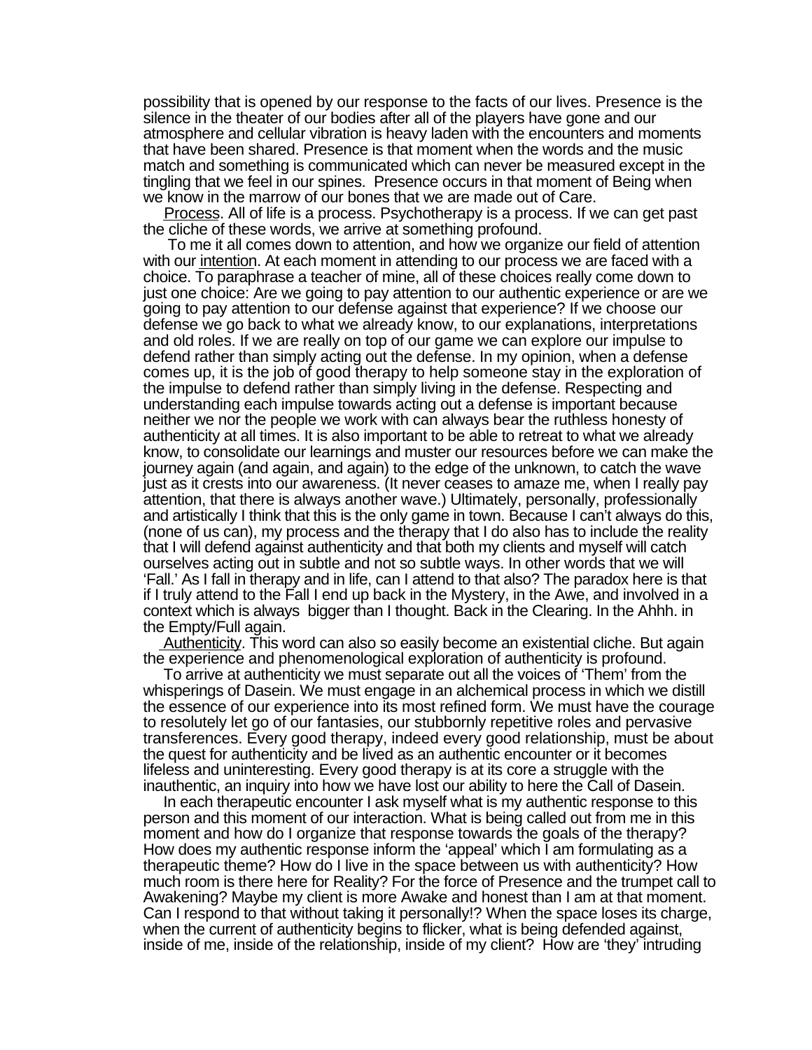possibility that is opened by our response to the facts of our lives. Presence is the silence in the theater of our bodies after all of the players have gone and our atmosphere and cellular vibration is heavy laden with the encounters and moments that have been shared. Presence is that moment when the words and the music match and something is communicated which can never be measured except in the tingling that we feel in our spines. Presence occurs in that moment of Being when we know in the marrow of our bones that we are made out of Care.

<u>Process</u>. All of life is a process. Psychotherapy is a process. If we can get past the cliche of these words, we arrive at something profound.

To me it all comes down to attention, and how we organize our field of attention with our <u>intention</u>. At each moment in attending to our process we are faced with a choice. To paraphrase a teacher of mine, all of these choices really come down to just one choice: Are we going to pay attention to our authentic experience or are we going to pay attention to our defense against that experience? If we choose our defense we go back to what we already know, to our explanations, interpretations and old roles. If we are really on top of our game we can explore our impulse to defend rather than simply acting out the defense. In my opinion, when a defense comes up, it is the job of good therapy to help someone stay in the exploration of the impulse to defend rather than simply living in the defense. Respecting and understanding each impulse towards acting out a defense is important because neither we nor the people we work with can always bear the ruthless honesty of authenticity at all times. It is also important to be able to retreat to what we already know, to consolidate our learnings and muster our resources before we can make the journey again (and again, and again) to the edge of the unknown, to catch the wave just as it crests into our awareness. (It never ceases to amaze me, when I really pay attention, that there is always another wave.) Ultimately, personally, professionally and artistically I think that this is the only game in town. Because I can't always do this, (none of us can), my process and the therapy that I do also has to include the reality that I will defend against authenticity and that both my clients and myself will catch ourselves acting out in subtle and not so subtle ways. In other words that we will 'Fall.' As I fall in therapy and in life, can I attend to that also? The paradox here is that if I truly attend to the Fall I end up back in the Mystery, in the Awe, and involved in a context which is always bigger than I thought. Back in the Clearing. In the Ahhh. in the Empty/Full again.

<u>Authenticity</u>. This word can also so easily become an existential cliche. But again the experience and phenomenological exploration of authenticity is profound.

To arrive at authenticity we must separate out all the voices of 'Them' from the whisperings of Dasein. We must engage in an alchemical process in which we distill the essence of our experience into its most refined form. We must have the courage to resolutely let go of our fantasies, our stubbornly repetitive roles and pervasive transferences. Every good therapy, indeed every good relationship, must be about the quest for authenticity and be lived as an authentic encounter or it becomes lifeless and uninteresting. Every good therapy is at its core a struggle with the inauthentic, an inquiry into how we have lost our ability to here the Call of Dasein.

In each therapeutic encounter I ask myself what is my authentic response to this person and this moment of our interaction. What is being called out from me in this moment and how do I organize that response towards the goals of the therapy? How does my authentic response inform the 'appeal' which I am formulating as a therapeutic theme? How do I live in the space between us with authenticity? How much room is there here for Reality? For the force of Presence and the trumpet call to Awakening? Maybe my client is more Awake and honest than I am at that moment. Can I respond to that without taking it personally!? When the space loses its charge, when the current of authenticity begins to flicker, what is being defended against, inside of me, inside of the relationship, inside of my client? How are 'they' intruding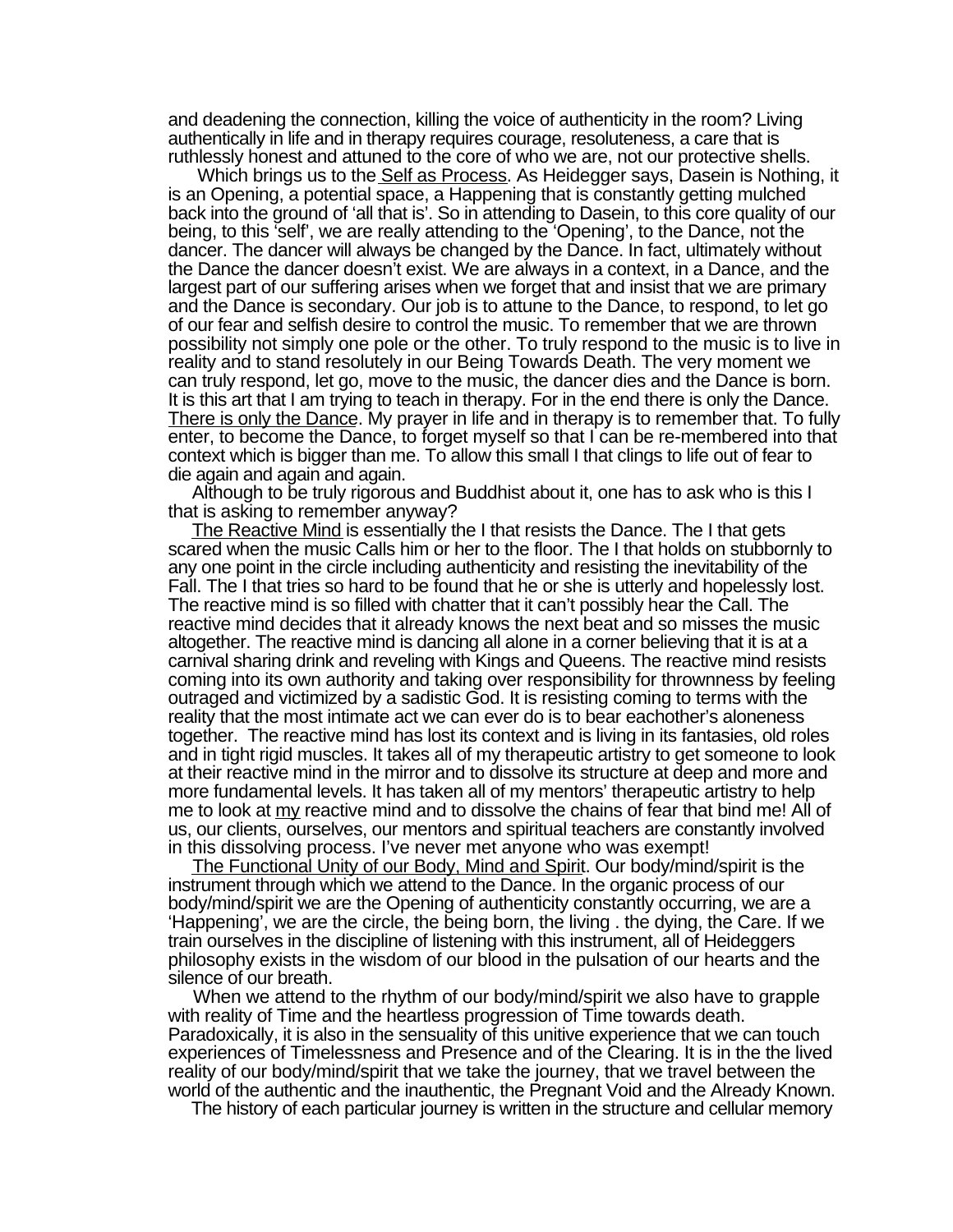and deadening the connection, killing the voice of authenticity in the room? Living authentically in life and in therapy requires courage, resoluteness, a care that is ruthlessly honest and attuned to the core of who we are, not our protective shells.

Which brings us to the <u>Self as Process</u>. As Heidegger says, Dasein is Nothing, it is an Opening, a potential space, a Happening that is constantly getting mulched back into the ground of 'all that is'. So in attending to Dasein, to this core quality of our being, to this 'self', we are really attending to the 'Opening', to the Dance, not the dancer. The dancer will always be changed by the Dance. In fact, ultimately without the Dance the dancer doesn't exist. We are always in a context, in a Dance, and the largest part of our suffering arises when we forget that and insist that we are primary and the Dance is secondary. Our job is to attune to the Dance, to respond, to let go of our fear and selfish desire to control the music. To remember that we are thrown possibility not simply one pole or the other. To truly respond to the music is to live in reality and to stand resolutely in our Being Towards Death. The very moment we can truly respond, let go, move to the music, the dancer dies and the Dance is born. It is this art that I am trying to teach in therapy. For in the end there is only the Dance. <u>There is only the Dance</u>. My prayer in life and in therapy is to remember that. To fully enter, to become the Dance, to forget myself so that I can be re-membered into that context which is bigger than me. To allow this small I that clings to life out of fear to die again and again and again.

Although to be truly rigorous and Buddhist about it, one has to ask who is this I that is asking to remember anyway?

<u>The Reactive Mind</u> is essentially the I that resists the Dance. The I that gets scared when the music Calls him or her to the floor. The I that holds on stubbornly to any one point in the circle including authenticity and resisting the inevitability of the Fall. The I that tries so hard to be found that he or she is utterly and hopelessly lost. The reactive mind is so filled with chatter that it can't possibly hear the Call. The reactive mind decides that it already knows the next beat and so misses the music altogether. The reactive mind is dancing all alone in a corner believing that it is at a carnival sharing drink and reveling with Kings and Queens. The reactive mind resists coming into its own authority and taking over responsibility for thrownness by feeling outraged and victimized by a sadistic God. It is resisting coming to terms with the reality that the most intimate act we can ever do is to bear eachother's aloneness together. The reactive mind has lost its context and is living in its fantasies, old roles and in tight rigid muscles. It takes all of my therapeutic artistry to get someone to look at their reactive mind in the mirror and to dissolve its structure at deep and more and more fundamental levels. It has taken all of my mentors' therapeutic artistry to help me to look at <u>my</u> reactive mind and to dissolve the chains of fear that bind me! All of us, our clients, ourselves, our mentors and spiritual teachers are constantly involved in this dissolving process. I've never met anyone who was exempt!

<u>The Functional Unity of our Body, Mind and Spirit</u>. Our body/mind/spirit is the instrument through which we attend to the Dance. In the organic process of our body/mind/spirit we are the Opening of authenticity constantly occurring, we are a 'Happening', we are the circle, the being born, the living . the dying, the Care. If we train ourselves in the discipline of listening with this instrument, all of Heideggers philosophy exists in the wisdom of our blood in the pulsation of our hearts and the silence of our breath.

When we attend to the rhythm of our body/mind/spirit we also have to grapple with reality of Time and the heartless progression of Time towards death. Paradoxically, it is also in the sensuality of this unitive experience that we can touch experiences of Timelessness and Presence and of the Clearing. It is in the the lived reality of our body/mind/spirit that we take the journey, that we travel between the world of the authentic and the inauthentic, the Pregnant Void and the Already Known.

The history of each particular journey is written in the structure and cellular memory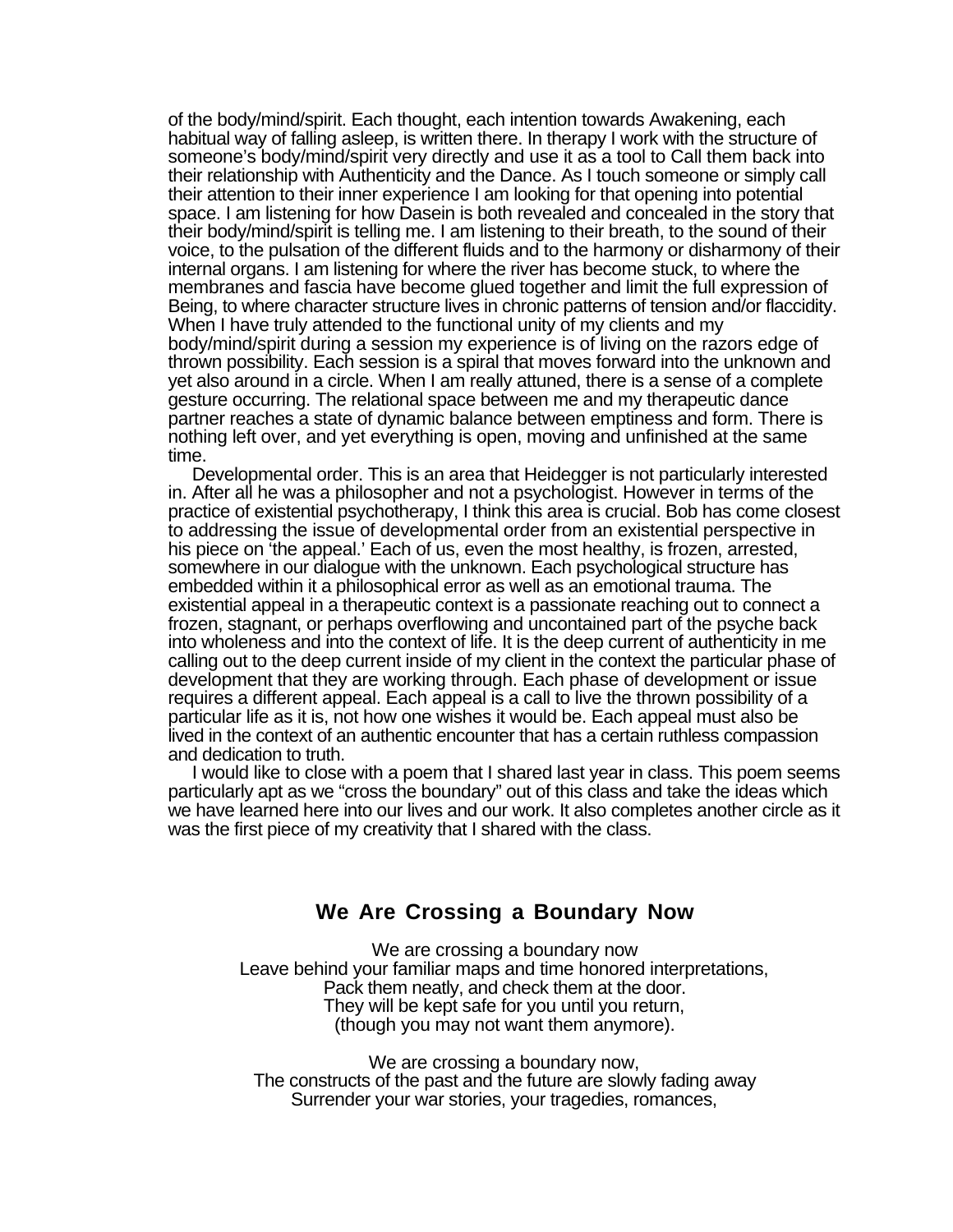of the body/mind/spirit. Each thought, each intention towards Awakening, each habitual way of falling asleep, is written there. In therapy I work with the structure of someone's body/mind/spirit very directly and use it as a tool to Call them back into their relationship with Authenticity and the Dance. As I touch someone or simply call their attention to their inner experience I am looking for that opening into potential space. I am listening for how Dasein is both revealed and concealed in the story that their body/mind/spirit is telling me. I am listening to their breath, to the sound of their voice, to the pulsation of the different fluids and to the harmony or disharmony of their internal organs. I am listening for where the river has become stuck, to where the membranes and fascia have become glued together and limit the full expression of Being, to where character structure lives in chronic patterns of tension and/or flaccidity. When I have truly attended to the functional unity of my clients and my body/mind/spirit during a session my experience is of living on the razors edge of thrown possibility. Each session is a spiral that moves forward into the unknown and yet also around in a circle. When I am really attuned, there is a sense of a complete gesture occurring. The relational space between me and my therapeutic dance partner reaches a state of dynamic balance between emptiness and form. There is nothing left over, and yet everything is open, moving and unfinished at the same time.

Developmental order. This is an area that Heidegger is not particularly interested in. After all he was a philosopher and not a psychologist. However in terms of the practice of existential psychotherapy, I think this area is crucial. Bob has come closest to addressing the issue of developmental order from an existential perspective in his piece on 'the appeal.' Each of us, even the most healthy, is frozen, arrested, somewhere in our dialogue with the unknown. Each psychological structure has embedded within it a philosophical error as well as an emotional trauma. The existential appeal in a therapeutic context is a passionate reaching out to connect a frozen, stagnant, or perhaps overflowing and uncontained part of the psyche back into wholeness and into the context of life. It is the deep current of authenticity in me calling out to the deep current inside of my client in the context the particular phase of development that they are working through. Each phase of development or issue requires a different appeal. Each appeal is a call to live the thrown possibility of a particular life as it is, not how one wishes it would be. Each appeal must also be lived in the context of an authentic encounter that has a certain ruthless compassion and dedication to truth.

I would like to close with a poem that I shared last year in class. This poem seems particularly apt as we "cross the boundary" out of this class and take the ideas which we have learned here into our lives and our work. It also completes another circle as it was the first piece of my creativity that I shared with the class.

## We Are Crossing a Boundary Now

We are crossing a boundary now
Leave behind your familiar maps and time honored interpretations,
Pack them neatly, and check them at the door.
They will be kept safe for you until you return,
(though you may not want them anymore).

We are crossing a boundary now,
The constructs of the past and the future are slowly fading away
Surrender your war stories, your tragedies, romances,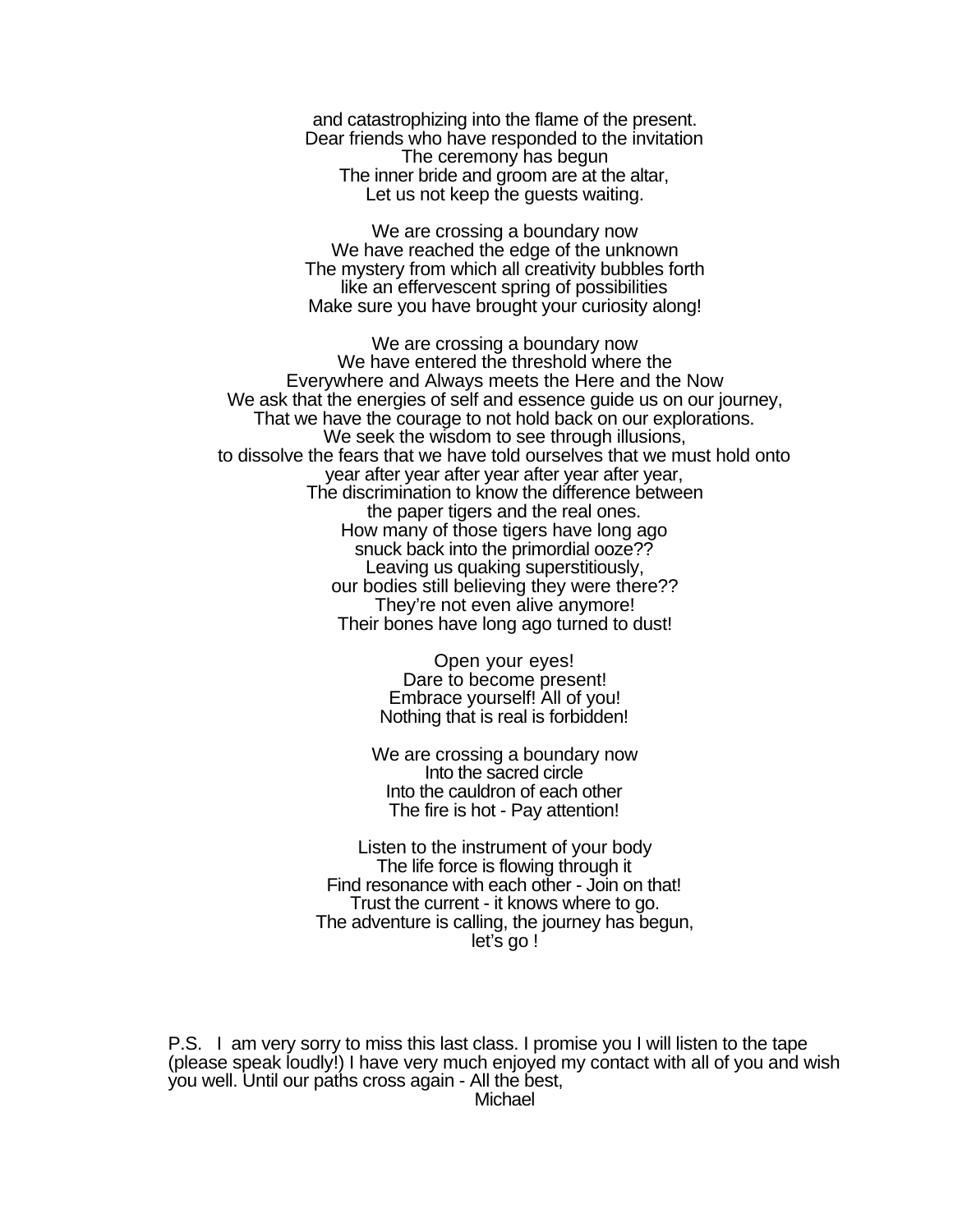and catastrophizing into the flame of the present.
Dear friends who have responded to the invitation
The ceremony has begun
The inner bride and groom are at the altar,
Let us not keep the guests waiting.

We are crossing a boundary now
We have reached the edge of the unknown
The mystery from which all creativity bubbles forth
like an effervescent spring of possibilities
Make sure you have brought your curiosity along!

We are crossing a boundary now
We have entered the threshold where the
Everywhere and Always meets the Here and the Now
We ask that the energies of self and essence guide us on our journey,
That we have the courage to not hold back on our explorations.
We seek the wisdom to see through illusions,
to dissolve the fears that we have told ourselves that we must hold onto
year after year after year after year after year,
The discrimination to know the difference between
the paper tigers and the real ones.
How many of those tigers have long ago
snuck back into the primordial ooze??
Leaving us quaking superstitiously,
our bodies still believing they were there??
They're not even alive anymore!
Their bones have long ago turned to dust!

Open your eyes!
Dare to become present!
Embrace yourself! All of you!
Nothing that is real is forbidden!

We are crossing a boundary now
Into the sacred circle
Into the cauldron of each other
The fire is hot - Pay attention!

Listen to the instrument of your body
The life force is flowing through it
Find resonance with each other - Join on that!
Trust the current - it knows where to go.
The adventure is calling, the journey has begun,
let's go !

P.S. I am very sorry to miss this last class. I promise you I will listen to the tape (please speak loudly!) I have very much enjoyed my contact with all of you and wish you well. Until our paths cross again - All the best,

Michael